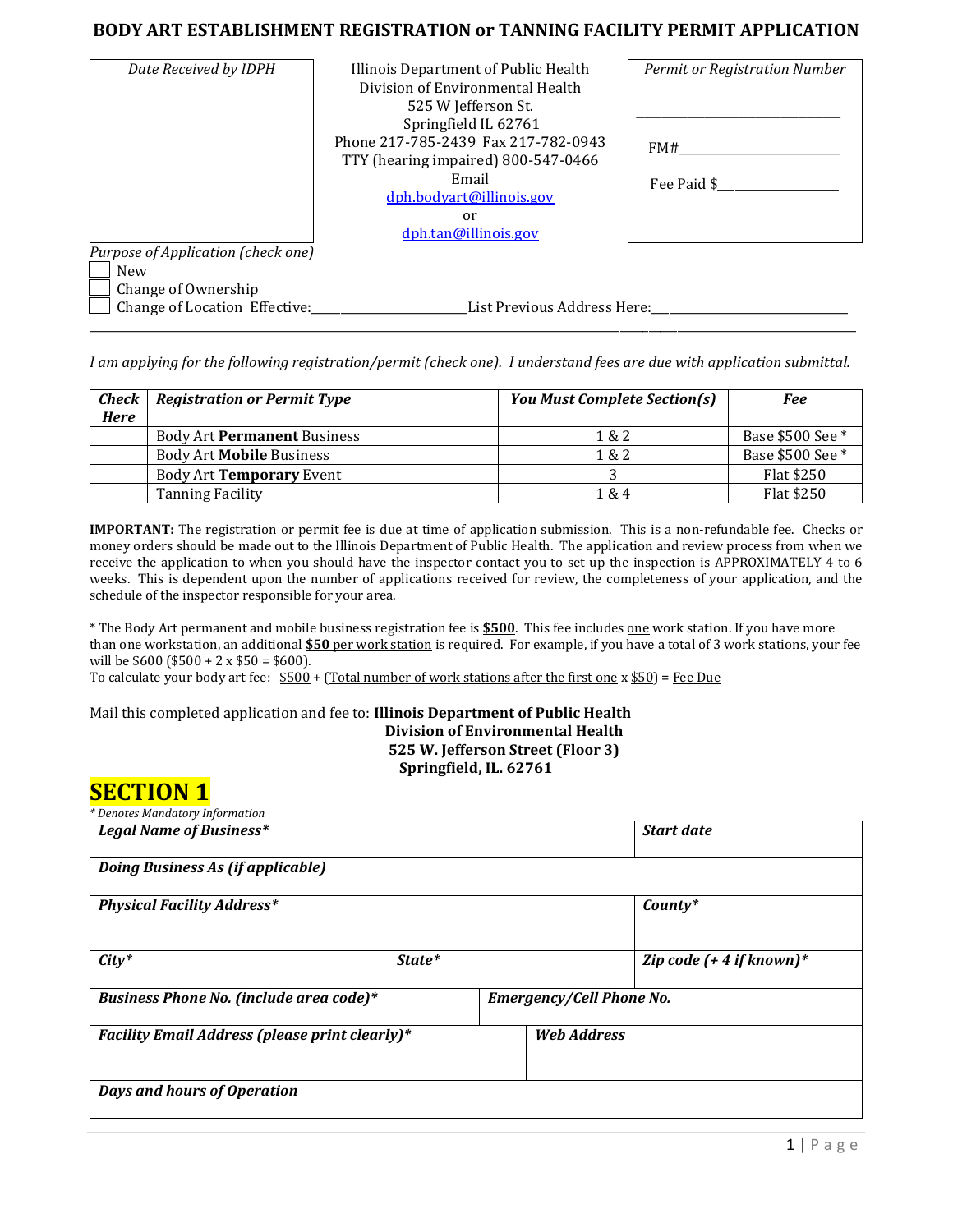# BODY ART ESTABLISHMENT REGISTRATION or TANNING FACILITY PERMIT APPLICATION

| *Date Received by IDPH* | Illinois Department of Public Health<br>Division of Environmental Health<br>525 W Jefferson St.<br>Springfield IL 62761<br>Phone 217-785-2439 Fax 217-782-0943<br>TTY (hearing impaired) 800-547-0466<br>Email<br>dph.bodyart@illinois.gov<br>or<br>dph.tan@illinois.gov | *Permit or Registration Number*<br>_______________<br>FM#_______________<br>Fee Paid $_______________ |
|---|---|---|

*Purpose of Application (check one)*

- ☐ New
- ☐ Change of Ownership
- ☐ Change of Location Effective:_______________ List Previous Address Here:_______________

*I am applying for the following registration/permit (check one). I understand fees are due with application submittal.*

| *Check Here* | *Registration or Permit Type* | *You Must Complete Section(s)* | *Fee* |
|---|---|---|---|
| | Body Art **Permanent** Business | 1 & 2 | Base $500 See * |
| | Body Art **Mobile** Business | 1 & 2 | Base $500 See * |
| | Body Art **Temporary** Event | 3 | Flat $250 |
| | Tanning Facility | 1 & 4 | Flat $250 |

**IMPORTANT:** The registration or permit fee is due at time of application submission. This is a non-refundable fee. Checks or money orders should be made out to the Illinois Department of Public Health. The application and review process from when we receive the application to when you should have the inspector contact you to set up the inspection is APPROXIMATELY 4 to 6 weeks. This is dependent upon the number of applications received for review, the completeness of your application, and the schedule of the inspector responsible for your area.

* The Body Art permanent and mobile business registration fee is **$500**. This fee includes one work station. If you have more than one workstation, an additional **$50** per work station is required. For example, if you have a total of 3 work stations, your fee will be $600 ($500 + 2 x $50 = $600).
To calculate your body art fee: $500 + (Total number of work stations after the first one x $50) = Fee Due

Mail this completed application and fee to: **Illinois Department of Public Health**
**Division of Environmental Health**
**525 W. Jefferson Street (Floor 3)**
**Springfield, IL. 62761**

## SECTION 1

*\* Denotes Mandatory Information*

| | | | |
|---|---|---|---|
| ***Legal Name of Business**** | | | ***Start date*** |
| ***Doing Business As (if applicable)*** | | | |
| ***Physical Facility Address**** | | | ***County**** |
| ***City**** | ***State**** | | ***Zip code (+ 4 if known)**** |
| ***Business Phone No. (include area code)**** | | ***Emergency/Cell Phone No.*** | |
| ***Facility Email Address (please print clearly)**** | | ***Web Address*** | |
| ***Days and hours of Operation*** | | | |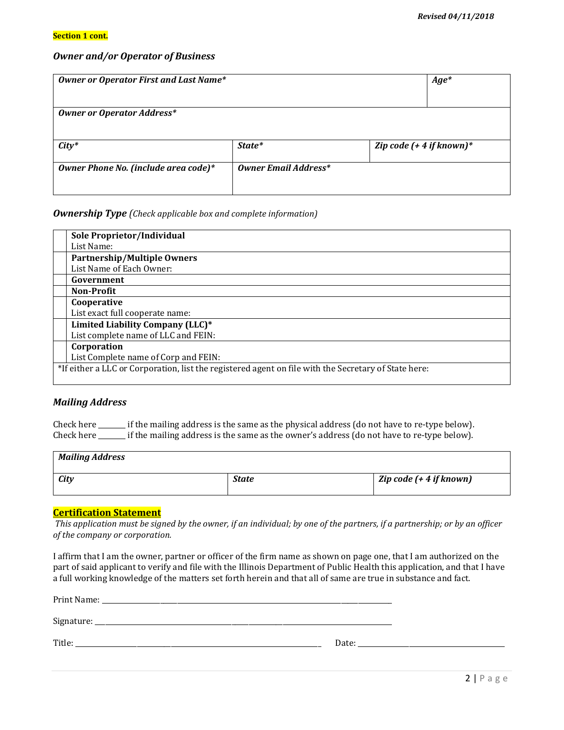**Section 1 cont.**

### *Owner and/or Operator of Business*

| *Owner or Operator First and Last Name** | | *Age** |
|---|---|---|
| *Owner or Operator Address** | | |
| *City** | *State** | *Zip code (+ 4 if known)** |
| *Owner Phone No. (include area code)** | *Owner Email Address** | |

### *Ownership Type* *(Check applicable box and complete information)*

| | |
|---|---|
| | **Sole Proprietor/Individual**<br>List Name: |
| | **Partnership/Multiple Owners**<br>List Name of Each Owner: |
| | **Government** |
| | **Non-Profit** |
| | **Cooperative**<br>List exact full cooperate name: |
| | **Limited Liability Company (LLC)***<br>List complete name of LLC and FEIN: |
| | **Corporation**<br>List Complete name of Corp and FEIN: |
| *If either a LLC or Corporation, list the registered agent on file with the Secretary of State here: | |

### *Mailing Address*

Check here _______ if the mailing address is the same as the physical address (do not have to re-type below).
Check here _______ if the mailing address is the same as the owner's address (do not have to re-type below).

| *Mailing Address* | | |
|---|---|---|
| *City* | *State* | *Zip code (+ 4 if known)* |

## Certification Statement

*This application must be signed by the owner, if an individual; by one of the partners, if a partnership; or by an officer of the company or corporation.*

I affirm that I am the owner, partner or officer of the firm name as shown on page one, that I am authorized on the part of said applicant to verify and file with the Illinois Department of Public Health this application, and that I have a full working knowledge of the matters set forth herein and that all of same are true in substance and fact.

Print Name: ______________________________________________

Signature: ______________________________________________

Title: ______________________________________ Date: ______________________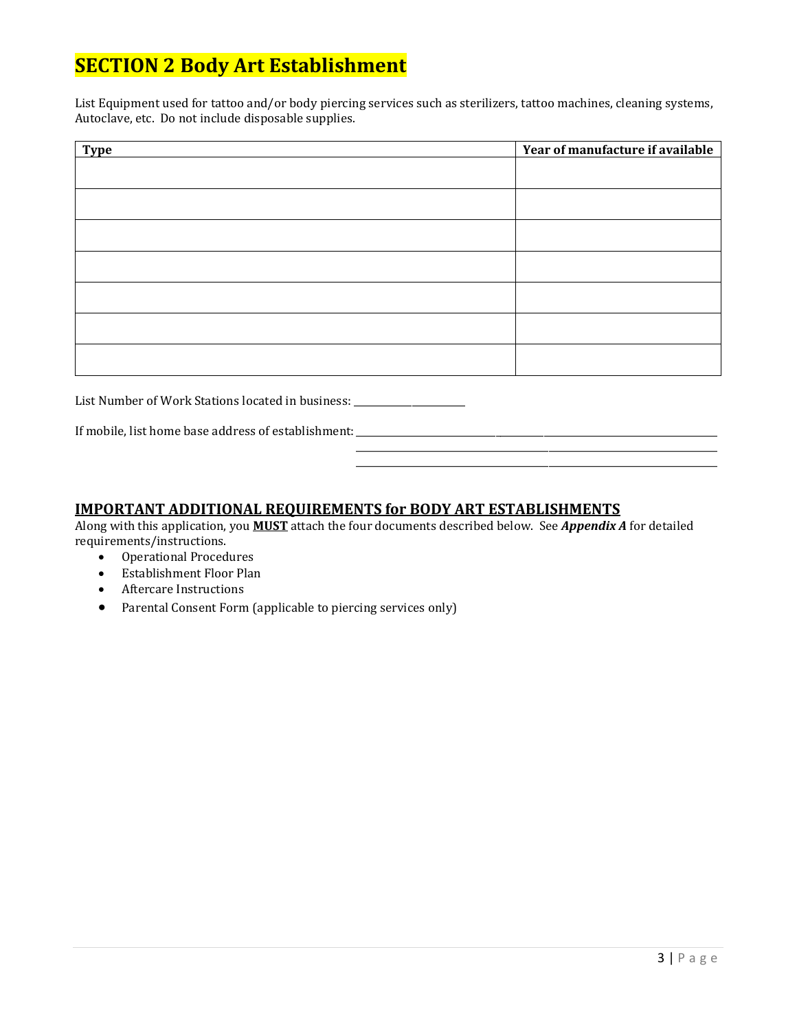# SECTION 2 Body Art Establishment

List Equipment used for tattoo and/or body piercing services such as sterilizers, tattoo machines, cleaning systems, Autoclave, etc. Do not include disposable supplies.

| Type | Year of manufacture if available |
| --- | --- |
| | |
| | |
| | |
| | |
| | |
| | |
| | |

List Number of Work Stations located in business: ______________________

If mobile, list home base address of establishment: ______________________________________________________________
______________________________________________________________
______________________________________________________________

## IMPORTANT ADDITIONAL REQUIREMENTS for BODY ART ESTABLISHMENTS

Along with this application, you **MUST** attach the four documents described below. See ***Appendix A*** for detailed requirements/instructions.

- Operational Procedures
- Establishment Floor Plan
- Aftercare Instructions
- Parental Consent Form (applicable to piercing services only)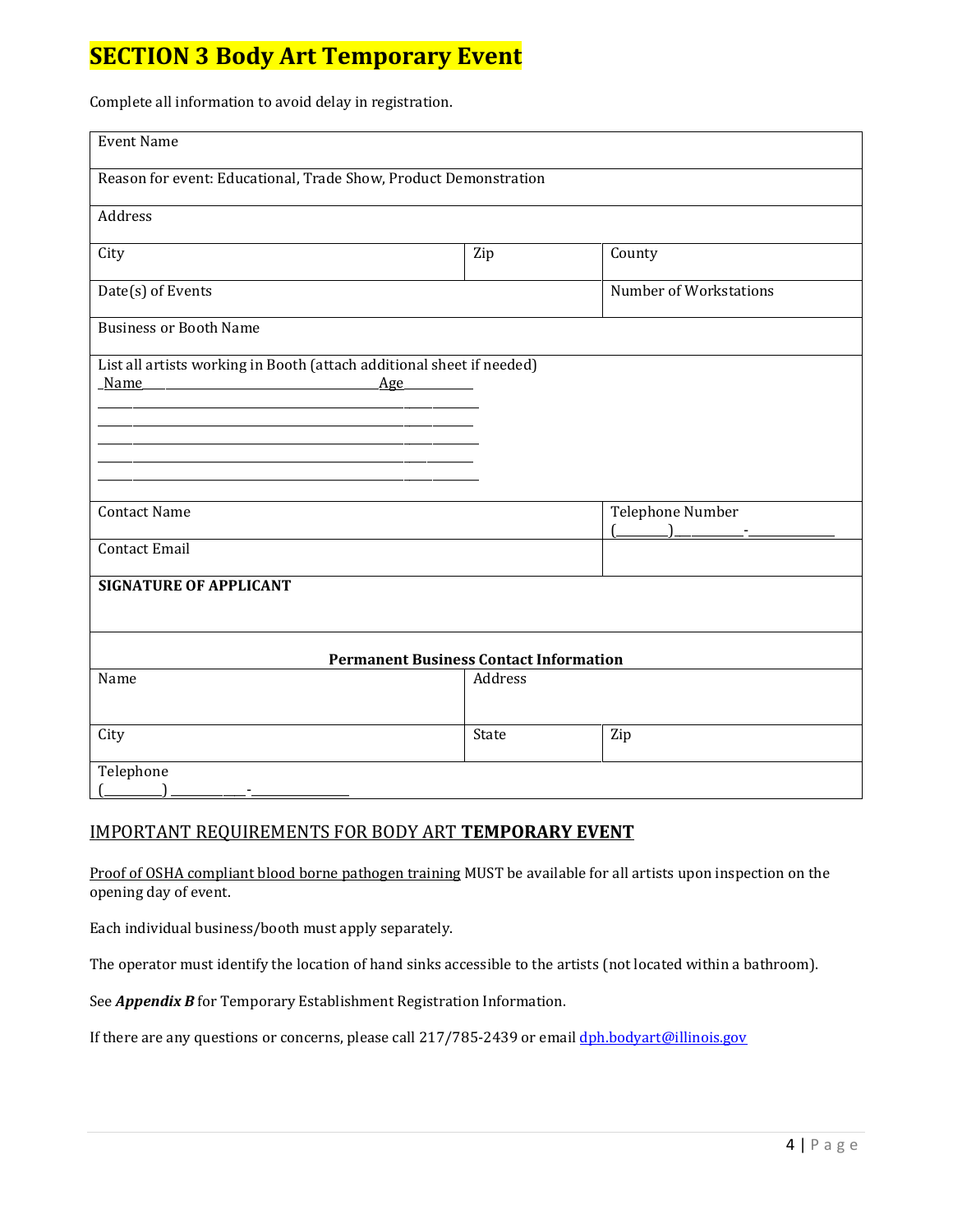# SECTION 3 Body Art Temporary Event

Complete all information to avoid delay in registration.

| | | |
|---|---|---|
| Event Name | | |
| Reason for event: Educational, Trade Show, Product Demonstration | | |
| Address | | |
| City | Zip | County |
| Date(s) of Events | | Number of Workstations |
| Business or Booth Name | | |
| List all artists working in Booth (attach additional sheet if needed)<br>Name\_\_\_\_\_\_\_\_\_\_\_\_\_\_\_\_\_\_\_\_\_\_\_\_\_\_\_\_\_\_\_\_\_\_\_\_Age\_\_\_\_\_\_\_\_\_\_<br>\_\_\_\_\_\_\_\_\_\_\_\_\_\_\_\_\_\_\_\_\_\_\_\_\_\_\_\_\_\_\_\_\_\_\_\_\_\_\_\_\_\_\_\_\_\_\_\_\_\_\_\_\_<br>\_\_\_\_\_\_\_\_\_\_\_\_\_\_\_\_\_\_\_\_\_\_\_\_\_\_\_\_\_\_\_\_\_\_\_\_\_\_\_\_\_\_\_\_\_\_\_\_\_\_\_\_\_<br>\_\_\_\_\_\_\_\_\_\_\_\_\_\_\_\_\_\_\_\_\_\_\_\_\_\_\_\_\_\_\_\_\_\_\_\_\_\_\_\_\_\_\_\_\_\_\_\_\_\_\_\_\_<br>\_\_\_\_\_\_\_\_\_\_\_\_\_\_\_\_\_\_\_\_\_\_\_\_\_\_\_\_\_\_\_\_\_\_\_\_\_\_\_\_\_\_\_\_\_\_\_\_\_\_\_\_\_<br>\_\_\_\_\_\_\_\_\_\_\_\_\_\_\_\_\_\_\_\_\_\_\_\_\_\_\_\_\_\_\_\_\_\_\_\_\_\_\_\_\_\_\_\_\_\_\_\_\_\_\_\_\_ | | |
| Contact Name | | Telephone Number<br>(\_\_\_\_\_\_\_\_)\_\_\_\_\_\_\_\_\_\_\_-\_\_\_\_\_\_\_\_\_\_\_\_\_ |
| Contact Email | | |
| **SIGNATURE OF APPLICANT** | | |
| **Permanent Business Contact Information** | | |
| Name | Address | |
| City | State | Zip |
| Telephone<br>(\_\_\_\_\_\_\_\_\_) \_\_\_\_\_\_\_\_\_\_\_\_-\_\_\_\_\_\_\_\_\_\_\_\_\_\_\_\_ | | |

## IMPORTANT REQUIREMENTS FOR BODY ART **TEMPORARY EVENT**

Proof of OSHA compliant blood borne pathogen training MUST be available for all artists upon inspection on the opening day of event.

Each individual business/booth must apply separately.

The operator must identify the location of hand sinks accessible to the artists (not located within a bathroom).

See ***Appendix B*** for Temporary Establishment Registration Information.

If there are any questions or concerns, please call 217/785-2439 or email dph.bodyart@illinois.gov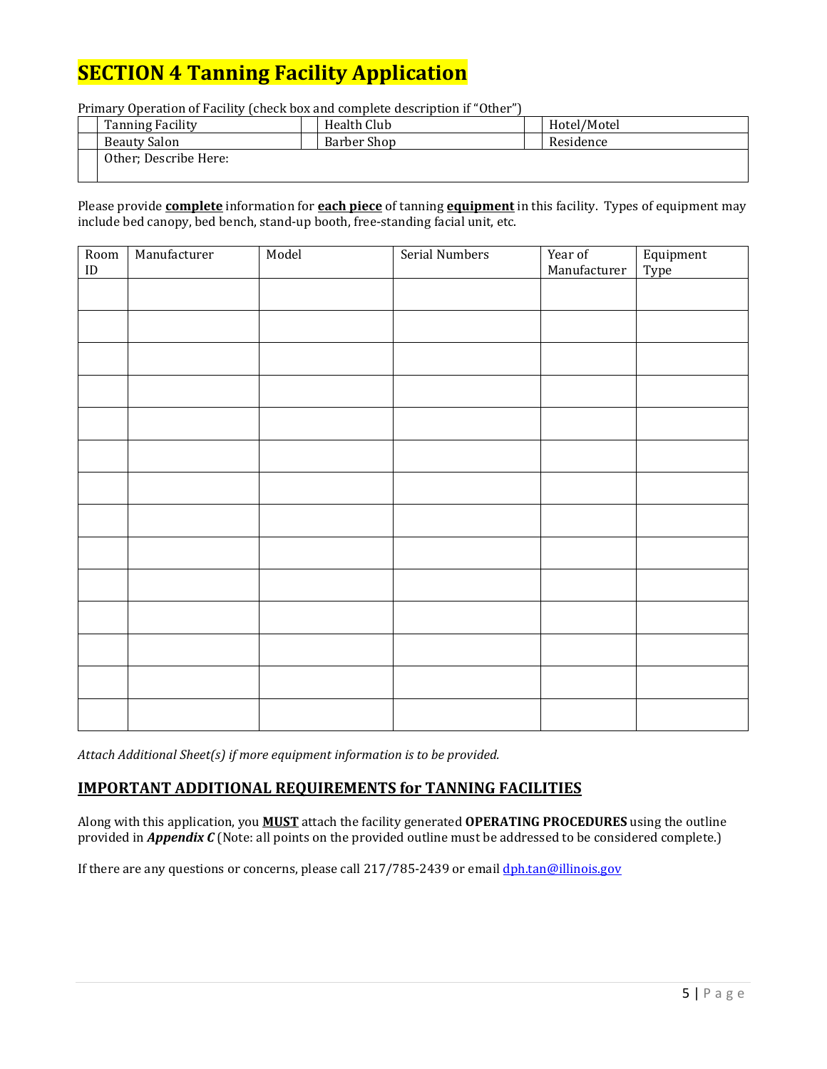# SECTION 4 Tanning Facility Application

Primary Operation of Facility (check box and complete description if "Other")

| | | | | | |
|---|---|---|---|---|---|
| | Tanning Facility | | Health Club | | Hotel/Motel |
| | Beauty Salon | | Barber Shop | | Residence |
| | Other; Describe Here: | | | | |

Please provide **complete** information for **each piece** of tanning **equipment** in this facility. Types of equipment may include bed canopy, bed bench, stand-up booth, free-standing facial unit, etc.

| Room ID | Manufacturer | Model | Serial Numbers | Year of Manufacturer | Equipment Type |
|---|---|---|---|---|---|
| | | | | | |
| | | | | | |
| | | | | | |
| | | | | | |
| | | | | | |
| | | | | | |
| | | | | | |
| | | | | | |
| | | | | | |
| | | | | | |
| | | | | | |
| | | | | | |
| | | | | | |
| | | | | | |

*Attach Additional Sheet(s) if more equipment information is to be provided.*

## IMPORTANT ADDITIONAL REQUIREMENTS for TANNING FACILITIES

Along with this application, you **MUST** attach the facility generated **OPERATING PROCEDURES** using the outline provided in ***Appendix C*** (Note: all points on the provided outline must be addressed to be considered complete.)

If there are any questions or concerns, please call 217/785-2439 or email dph.tan@illinois.gov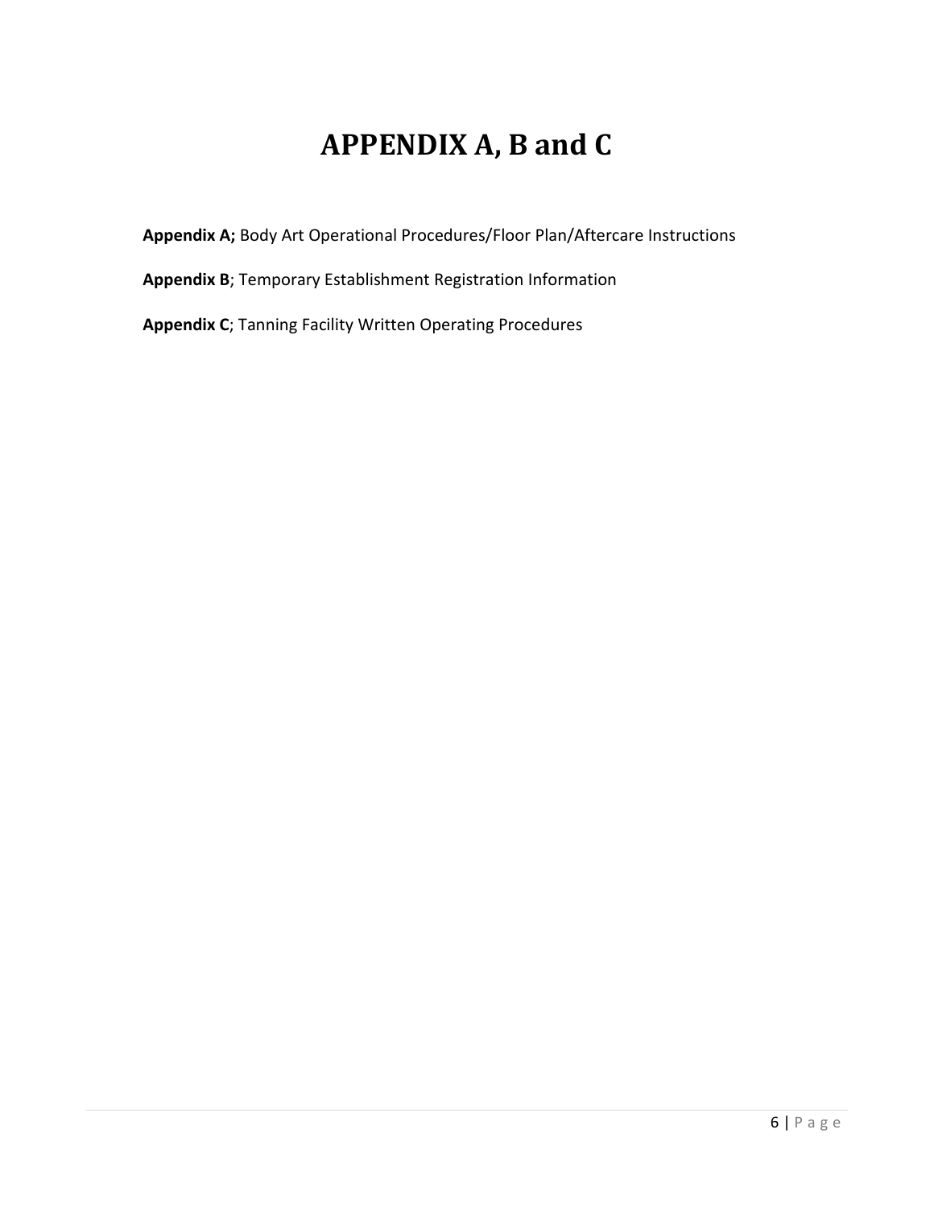# APPENDIX A, B and C

**Appendix A;** Body Art Operational Procedures/Floor Plan/Aftercare Instructions

**Appendix B**; Temporary Establishment Registration Information

**Appendix C**; Tanning Facility Written Operating Procedures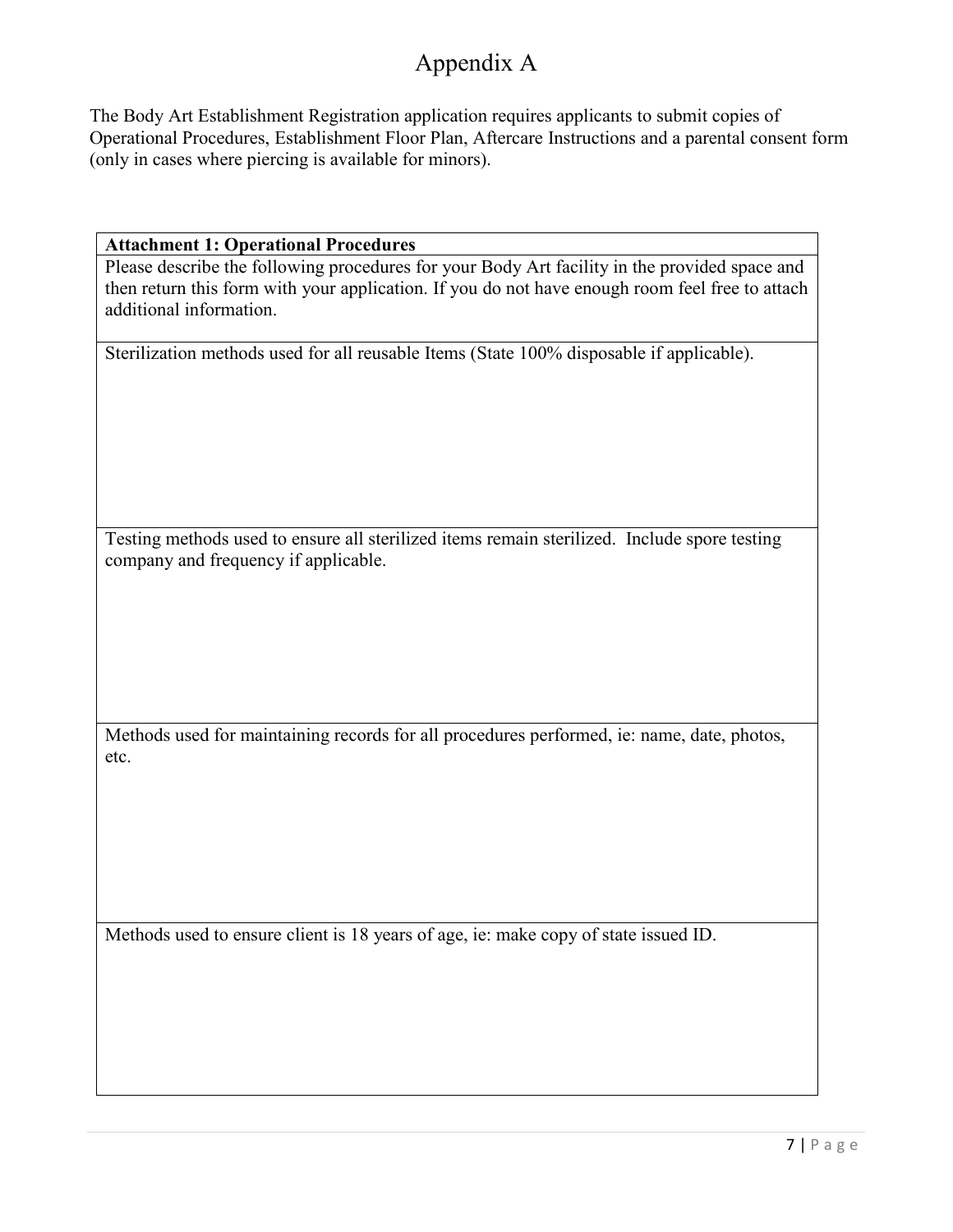# Appendix A

The Body Art Establishment Registration application requires applicants to submit copies of Operational Procedures, Establishment Floor Plan, Aftercare Instructions and a parental consent form (only in cases where piercing is available for minors).

| **Attachment 1: Operational Procedures** |
|---|
| Please describe the following procedures for your Body Art facility in the provided space and then return this form with your application. If you do not have enough room feel free to attach additional information. |
| Sterilization methods used for all reusable Items (State 100% disposable if applicable). |
| Testing methods used to ensure all sterilized items remain sterilized. Include spore testing company and frequency if applicable. |
| Methods used for maintaining records for all procedures performed, ie: name, date, photos, etc. |
| Methods used to ensure client is 18 years of age, ie: make copy of state issued ID. |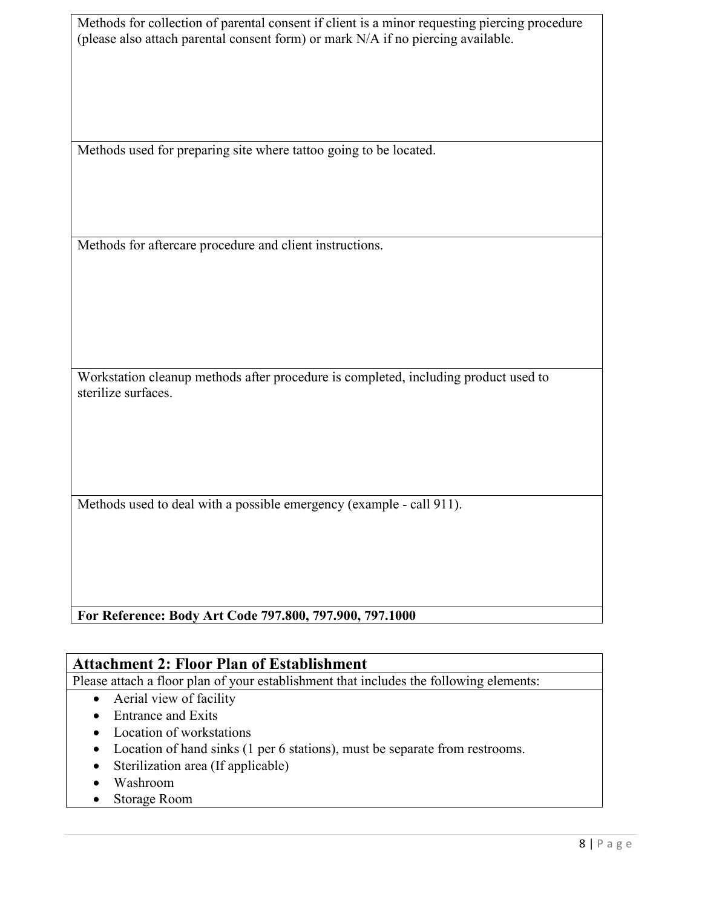| Methods for collection of parental consent if client is a minor requesting piercing procedure (please also attach parental consent form) or mark N/A if no piercing available. |
| --- |
| Methods used for preparing site where tattoo going to be located. |
| Methods for aftercare procedure and client instructions. |
| Workstation cleanup methods after procedure is completed, including product used to sterilize surfaces. |
| Methods used to deal with a possible emergency (example - call 911). |
| **For Reference: Body Art Code 797.800, 797.900, 797.1000** |

## Attachment 2: Floor Plan of Establishment

Please attach a floor plan of your establishment that includes the following elements:

- Aerial view of facility
- Entrance and Exits
- Location of workstations
- Location of hand sinks (1 per 6 stations), must be separate from restrooms.
- Sterilization area (If applicable)
- Washroom
- Storage Room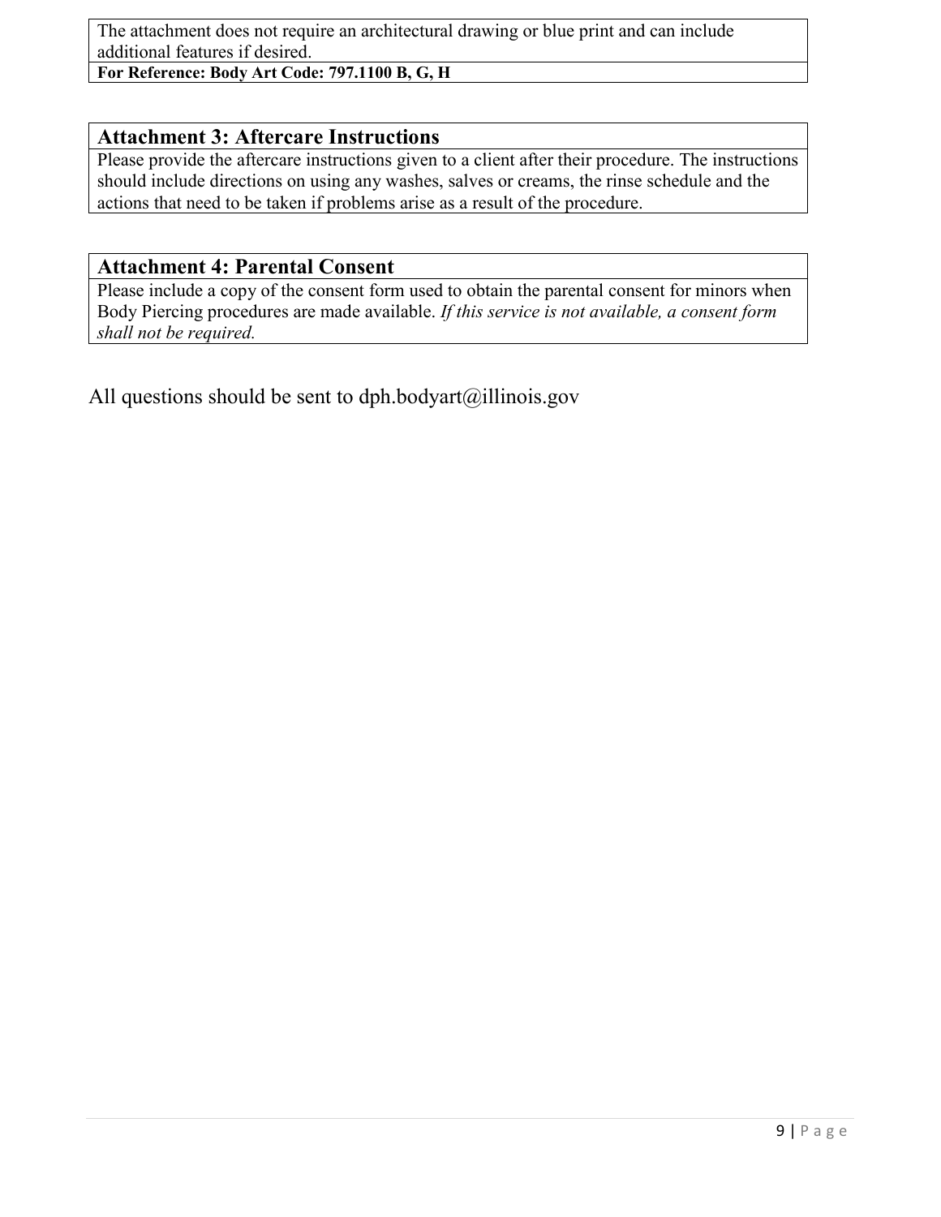The attachment does not require an architectural drawing or blue print and can include additional features if desired.

**For Reference: Body Art Code: 797.1100 B, G, H**

## Attachment 3: Aftercare Instructions

Please provide the aftercare instructions given to a client after their procedure. The instructions should include directions on using any washes, salves or creams, the rinse schedule and the actions that need to be taken if problems arise as a result of the procedure.

## Attachment 4: Parental Consent

Please include a copy of the consent form used to obtain the parental consent for minors when Body Piercing procedures are made available. *If this service is not available, a consent form shall not be required.*

All questions should be sent to dph.bodyart@illinois.gov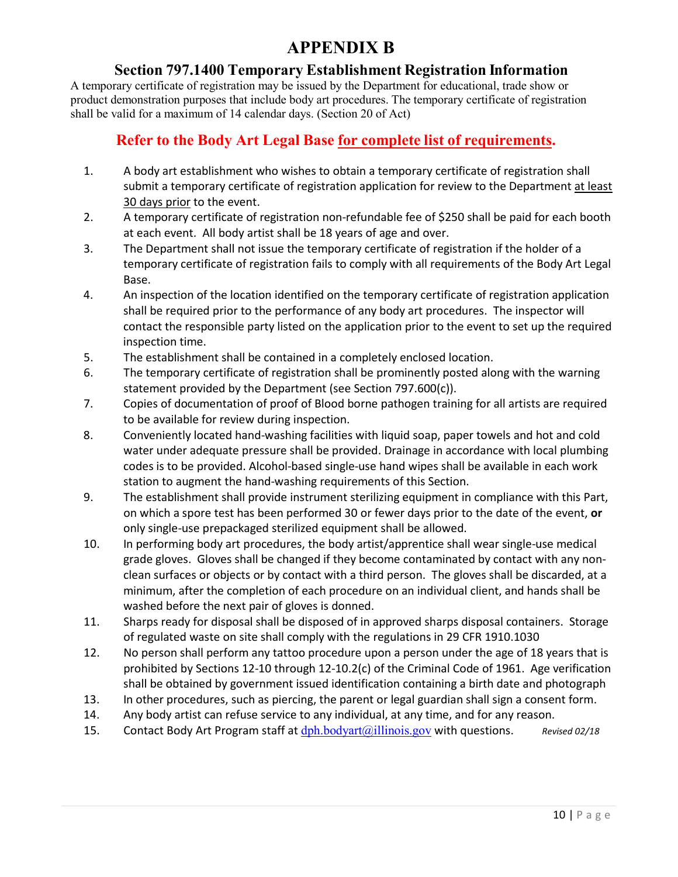# APPENDIX B

## Section 797.1400 Temporary Establishment Registration Information

A temporary certificate of registration may be issued by the Department for educational, trade show or product demonstration purposes that include body art procedures. The temporary certificate of registration shall be valid for a maximum of 14 calendar days. (Section 20 of Act)

### Refer to the Body Art Legal Base for complete list of requirements.

1. A body art establishment who wishes to obtain a temporary certificate of registration shall submit a temporary certificate of registration application for review to the Department at least 30 days prior to the event.
2. A temporary certificate of registration non-refundable fee of $250 shall be paid for each booth at each event. All body artist shall be 18 years of age and over.
3. The Department shall not issue the temporary certificate of registration if the holder of a temporary certificate of registration fails to comply with all requirements of the Body Art Legal Base.
4. An inspection of the location identified on the temporary certificate of registration application shall be required prior to the performance of any body art procedures. The inspector will contact the responsible party listed on the application prior to the event to set up the required inspection time.
5. The establishment shall be contained in a completely enclosed location.
6. The temporary certificate of registration shall be prominently posted along with the warning statement provided by the Department (see Section 797.600(c)).
7. Copies of documentation of proof of Blood borne pathogen training for all artists are required to be available for review during inspection.
8. Conveniently located hand-washing facilities with liquid soap, paper towels and hot and cold water under adequate pressure shall be provided. Drainage in accordance with local plumbing codes is to be provided. Alcohol-based single-use hand wipes shall be available in each work station to augment the hand-washing requirements of this Section.
9. The establishment shall provide instrument sterilizing equipment in compliance with this Part, on which a spore test has been performed 30 or fewer days prior to the date of the event, **or** only single-use prepackaged sterilized equipment shall be allowed.
10. In performing body art procedures, the body artist/apprentice shall wear single-use medical grade gloves. Gloves shall be changed if they become contaminated by contact with any non-clean surfaces or objects or by contact with a third person. The gloves shall be discarded, at a minimum, after the completion of each procedure on an individual client, and hands shall be washed before the next pair of gloves is donned.
11. Sharps ready for disposal shall be disposed of in approved sharps disposal containers. Storage of regulated waste on site shall comply with the regulations in 29 CFR 1910.1030
12. No person shall perform any tattoo procedure upon a person under the age of 18 years that is prohibited by Sections 12-10 through 12-10.2(c) of the Criminal Code of 1961. Age verification shall be obtained by government issued identification containing a birth date and photograph
13. In other procedures, such as piercing, the parent or legal guardian shall sign a consent form.
14. Any body artist can refuse service to any individual, at any time, and for any reason.
15. Contact Body Art Program staff at dph.bodyart@illinois.gov with questions. *Revised 02/18*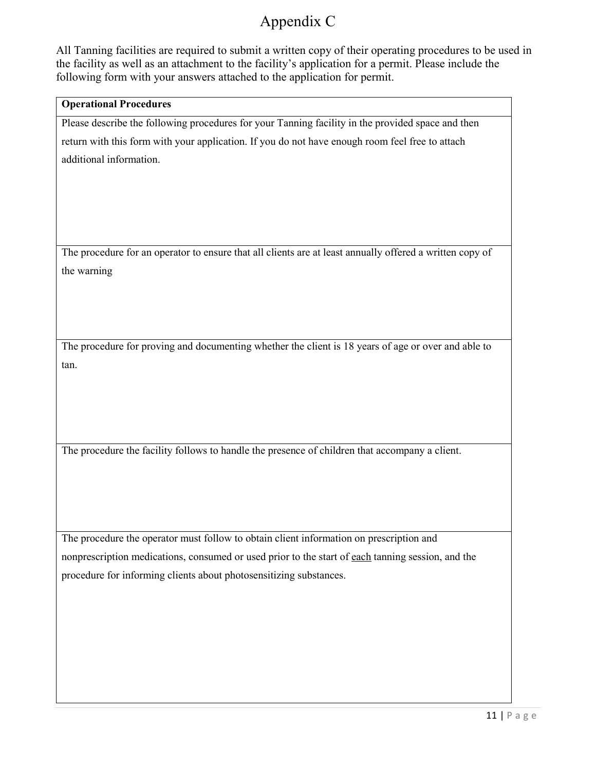# Appendix C

All Tanning facilities are required to submit a written copy of their operating procedures to be used in the facility as well as an attachment to the facility's application for a permit. Please include the following form with your answers attached to the application for permit.

| **Operational Procedures** |
|---|
| Please describe the following procedures for your Tanning facility in the provided space and then return with this form with your application. If you do not have enough room feel free to attach additional information. |
| The procedure for an operator to ensure that all clients are at least annually offered a written copy of the warning |
| The procedure for proving and documenting whether the client is 18 years of age or over and able to tan. |
| The procedure the facility follows to handle the presence of children that accompany a client. |
| The procedure the operator must follow to obtain client information on prescription and nonprescription medications, consumed or used prior to the start of <u>each</u> tanning session, and the procedure for informing clients about photosensitizing substances. |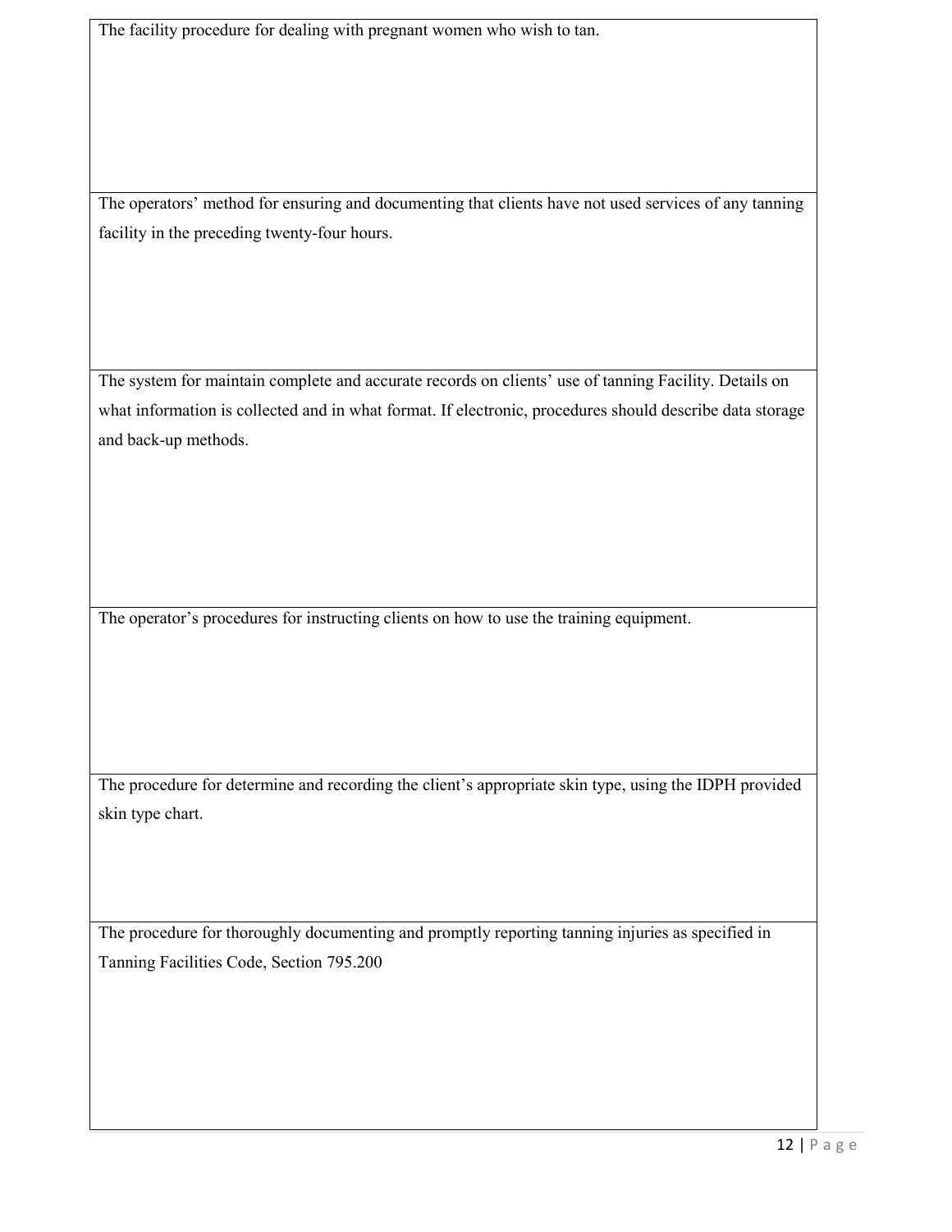| The facility procedure for dealing with pregnant women who wish to tan. |
| --- |
| The operators' method for ensuring and documenting that clients have not used services of any tanning facility in the preceding twenty-four hours. |
| The system for maintain complete and accurate records on clients' use of tanning Facility. Details on what information is collected and in what format. If electronic, procedures should describe data storage and back-up methods. |
| The operator's procedures for instructing clients on how to use the training equipment. |
| The procedure for determine and recording the client's appropriate skin type, using the IDPH provided skin type chart. |
| The procedure for thoroughly documenting and promptly reporting tanning injuries as specified in Tanning Facilities Code, Section 795.200 |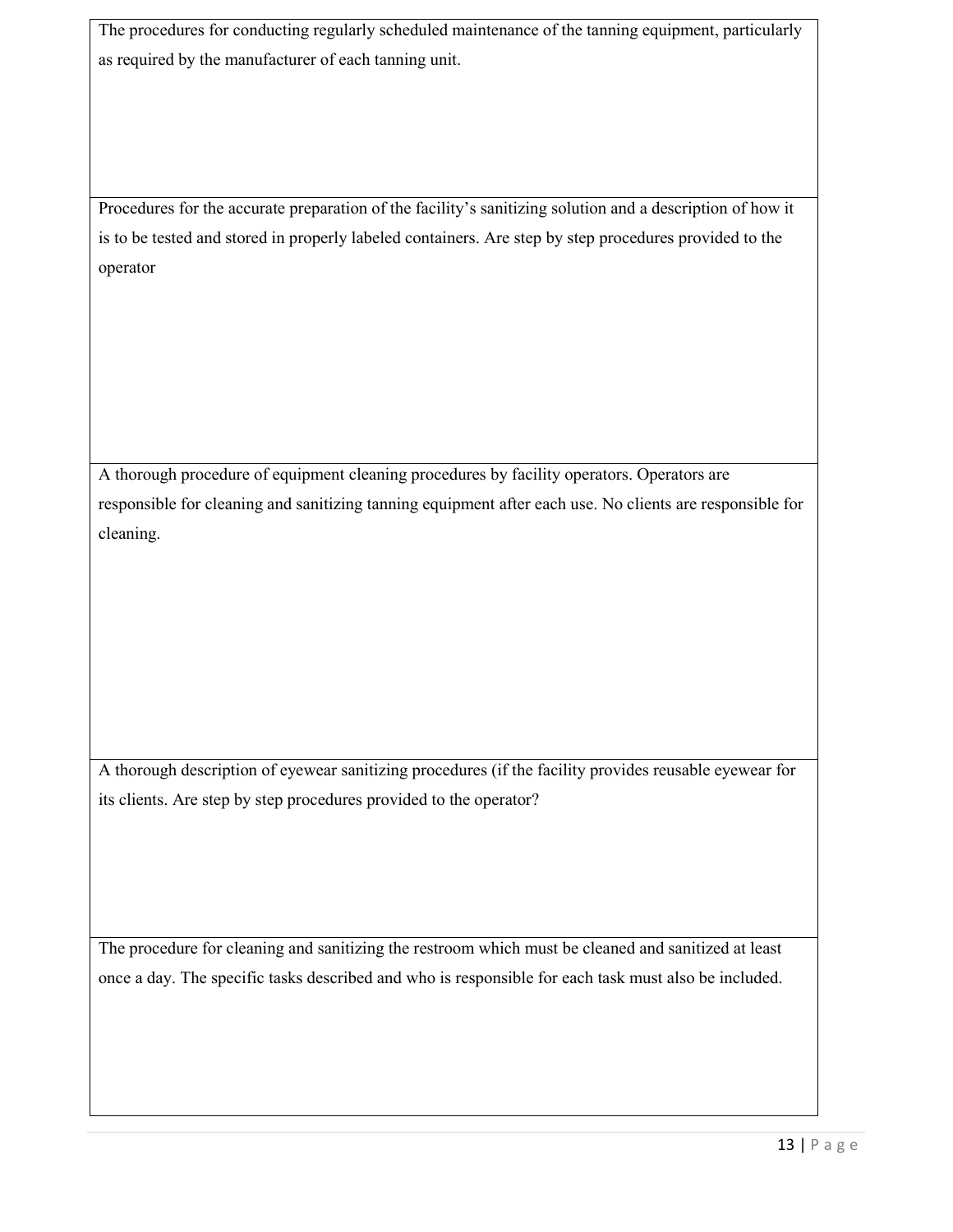| The procedures for conducting regularly scheduled maintenance of the tanning equipment, particularly as required by the manufacturer of each tanning unit. |
| --- |
| Procedures for the accurate preparation of the facility's sanitizing solution and a description of how it is to be tested and stored in properly labeled containers. Are step by step procedures provided to the operator |
| A thorough procedure of equipment cleaning procedures by facility operators. Operators are responsible for cleaning and sanitizing tanning equipment after each use. No clients are responsible for cleaning. |
| A thorough description of eyewear sanitizing procedures (if the facility provides reusable eyewear for its clients. Are step by step procedures provided to the operator? |
| The procedure for cleaning and sanitizing the restroom which must be cleaned and sanitized at least once a day. The specific tasks described and who is responsible for each task must also be included. |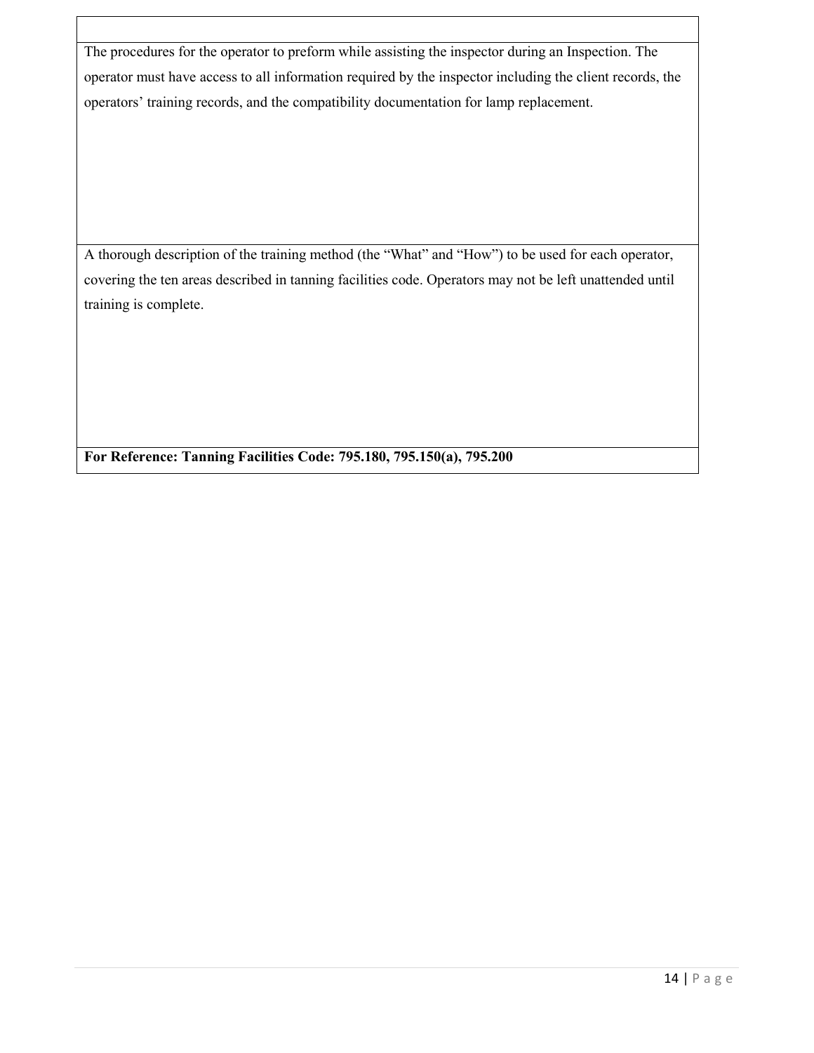| |
|---|
| The procedures for the operator to preform while assisting the inspector during an Inspection. The operator must have access to all information required by the inspector including the client records, the operators' training records, and the compatibility documentation for lamp replacement. |
| A thorough description of the training method (the "What" and "How") to be used for each operator, covering the ten areas described in tanning facilities code. Operators may not be left unattended until training is complete. |
| **For Reference: Tanning Facilities Code: 795.180, 795.150(a), 795.200** |